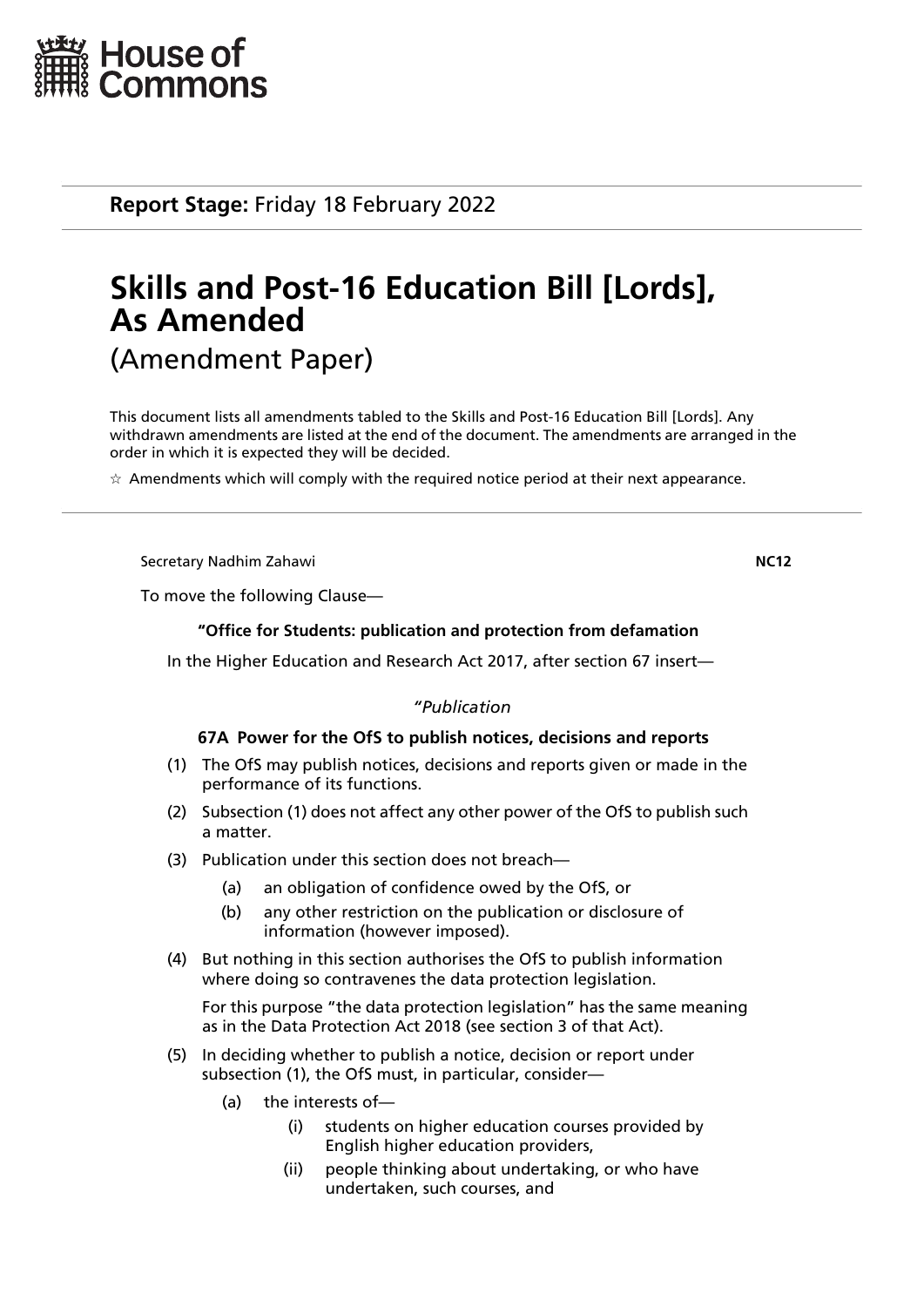House of Commons

**Report Stage:** Friday 18 February 2022

# Skills and Post-16 Education Bill [Lords], As Amended

(Amendment Paper)

This document lists all amendments tabled to the Skills and Post-16 Education Bill [Lords]. Any withdrawn amendments are listed at the end of the document. The amendments are arranged in the order in which it is expected they will be decided.

☆ Amendments which will comply with the required notice period at their next appearance.

Secretary Nadhim Zahawi **NC12**

To move the following Clause—

**"Office for Students: publication and protection from defamation**

In the Higher Education and Research Act 2017, after section 67 insert—

*"Publication*

**67A Power for the OfS to publish notices, decisions and reports**

(1) The OfS may publish notices, decisions and reports given or made in the performance of its functions.

(2) Subsection (1) does not affect any other power of the OfS to publish such a matter.

(3) Publication under this section does not breach—

(a) an obligation of confidence owed by the OfS, or

(b) any other restriction on the publication or disclosure of information (however imposed).

(4) But nothing in this section authorises the OfS to publish information where doing so contravenes the data protection legislation.

For this purpose "the data protection legislation" has the same meaning as in the Data Protection Act 2018 (see section 3 of that Act).

(5) In deciding whether to publish a notice, decision or report under subsection (1), the OfS must, in particular, consider—

(a) the interests of—

(i) students on higher education courses provided by English higher education providers,

(ii) people thinking about undertaking, or who have undertaken, such courses, and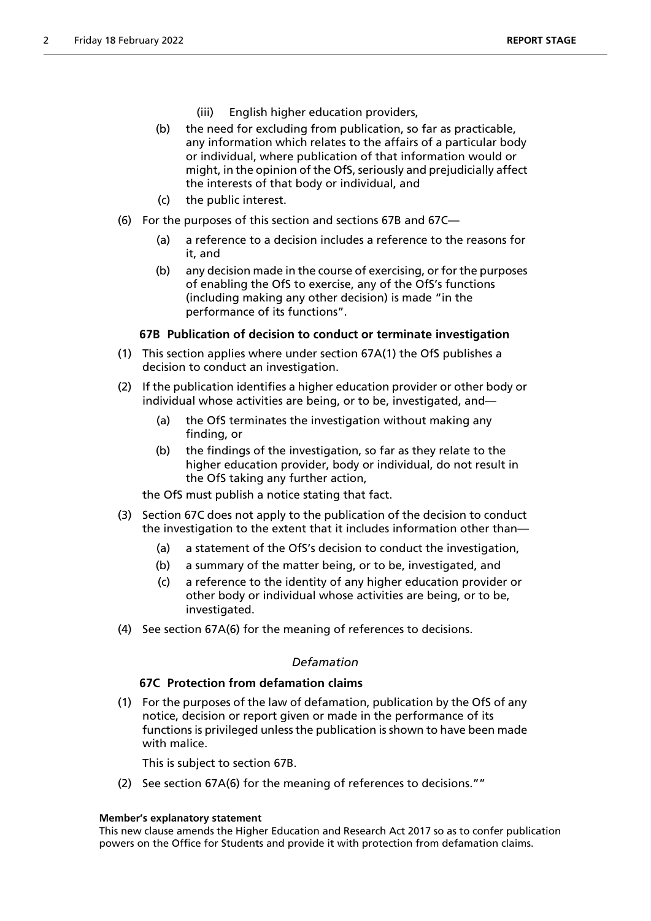(iii) English higher education providers,

(b) the need for excluding from publication, so far as practicable, any information which relates to the affairs of a particular body or individual, where publication of that information would or might, in the opinion of the OfS, seriously and prejudicially affect the interests of that body or individual, and

(c) the public interest.

(6) For the purposes of this section and sections 67B and 67C—

(a) a reference to a decision includes a reference to the reasons for it, and

(b) any decision made in the course of exercising, or for the purposes of enabling the OfS to exercise, any of the OfS's functions (including making any other decision) is made "in the performance of its functions".

**67B Publication of decision to conduct or terminate investigation**

(1) This section applies where under section 67A(1) the OfS publishes a decision to conduct an investigation.

(2) If the publication identifies a higher education provider or other body or individual whose activities are being, or to be, investigated, and—

(a) the OfS terminates the investigation without making any finding, or

(b) the findings of the investigation, so far as they relate to the higher education provider, body or individual, do not result in the OfS taking any further action,

the OfS must publish a notice stating that fact.

(3) Section 67C does not apply to the publication of the decision to conduct the investigation to the extent that it includes information other than—

(a) a statement of the OfS's decision to conduct the investigation,

(b) a summary of the matter being, or to be, investigated, and

(c) a reference to the identity of any higher education provider or other body or individual whose activities are being, or to be, investigated.

(4) See section 67A(6) for the meaning of references to decisions.

*Defamation*

**67C Protection from defamation claims**

(1) For the purposes of the law of defamation, publication by the OfS of any notice, decision or report given or made in the performance of its functions is privileged unless the publication is shown to have been made with malice.

This is subject to section 67B.

(2) See section 67A(6) for the meaning of references to decisions.""

**Member's explanatory statement**

This new clause amends the Higher Education and Research Act 2017 so as to confer publication powers on the Office for Students and provide it with protection from defamation claims.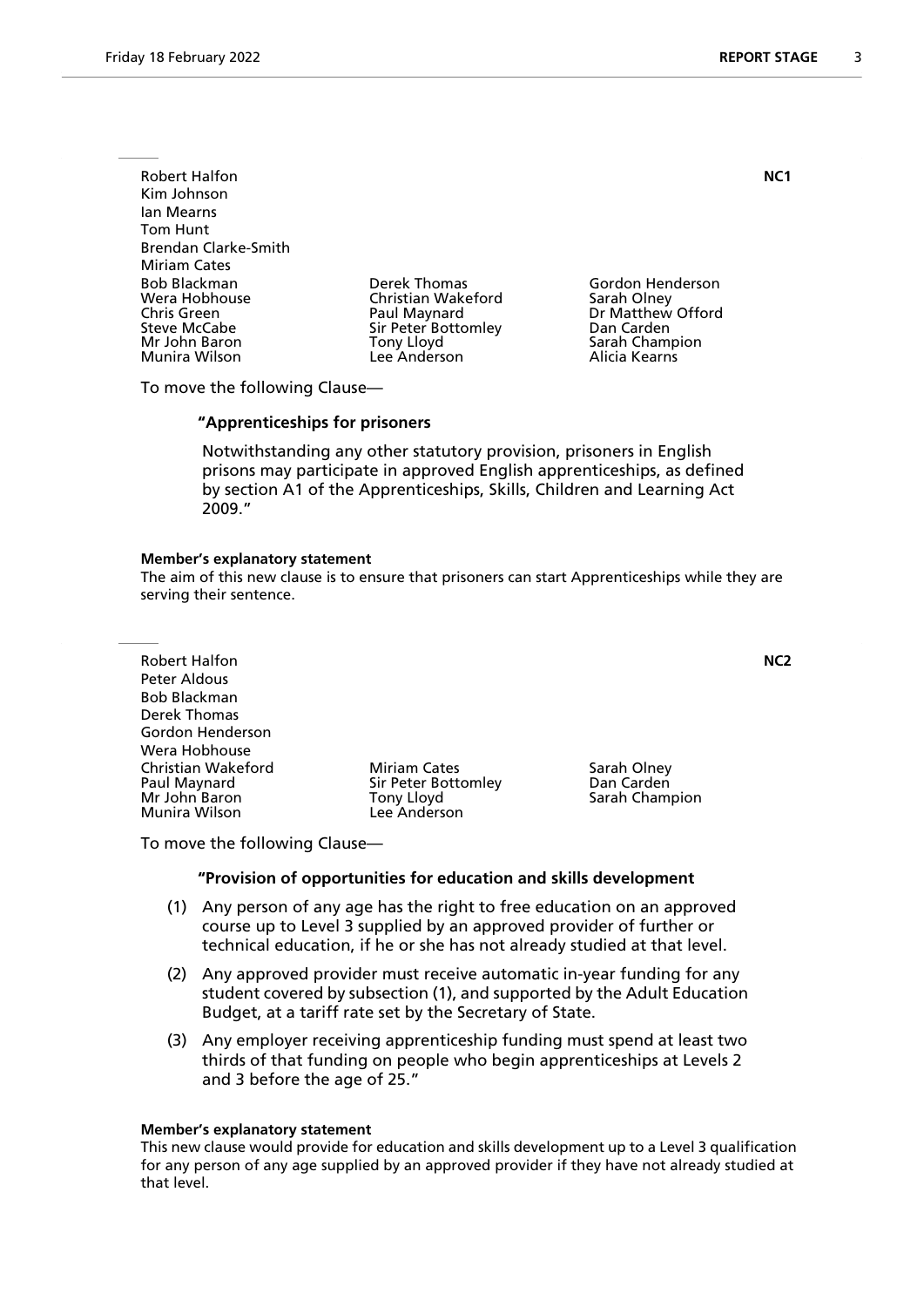Robert Halfon **NC1**
Kim Johnson
Ian Mearns
Tom Hunt
Brendan Clarke-Smith
Miriam Cates
Bob Blackman
Wera Hobhouse
Chris Green
Steve McCabe
Mr John Baron
Munira Wilson
Derek Thomas
Christian Wakeford
Paul Maynard
Sir Peter Bottomley
Tony Lloyd
Lee Anderson
Gordon Henderson
Sarah Olney
Dr Matthew Offord
Dan Carden
Sarah Champion
Alicia Kearns

To move the following Clause—

**"Apprenticeships for prisoners**

Notwithstanding any other statutory provision, prisoners in English prisons may participate in approved English apprenticeships, as defined by section A1 of the Apprenticeships, Skills, Children and Learning Act 2009."

**Member's explanatory statement**
The aim of this new clause is to ensure that prisoners can start Apprenticeships while they are serving their sentence.

Robert Halfon **NC2**
Peter Aldous
Bob Blackman
Derek Thomas
Gordon Henderson
Wera Hobhouse
Christian Wakeford
Paul Maynard
Mr John Baron
Munira Wilson
Miriam Cates
Sir Peter Bottomley
Tony Lloyd
Lee Anderson
Sarah Olney
Dan Carden
Sarah Champion

To move the following Clause—

**"Provision of opportunities for education and skills development**

(1) Any person of any age has the right to free education on an approved course up to Level 3 supplied by an approved provider of further or technical education, if he or she has not already studied at that level.

(2) Any approved provider must receive automatic in-year funding for any student covered by subsection (1), and supported by the Adult Education Budget, at a tariff rate set by the Secretary of State.

(3) Any employer receiving apprenticeship funding must spend at least two thirds of that funding on people who begin apprenticeships at Levels 2 and 3 before the age of 25."

**Member's explanatory statement**
This new clause would provide for education and skills development up to a Level 3 qualification for any person of any age supplied by an approved provider if they have not already studied at that level.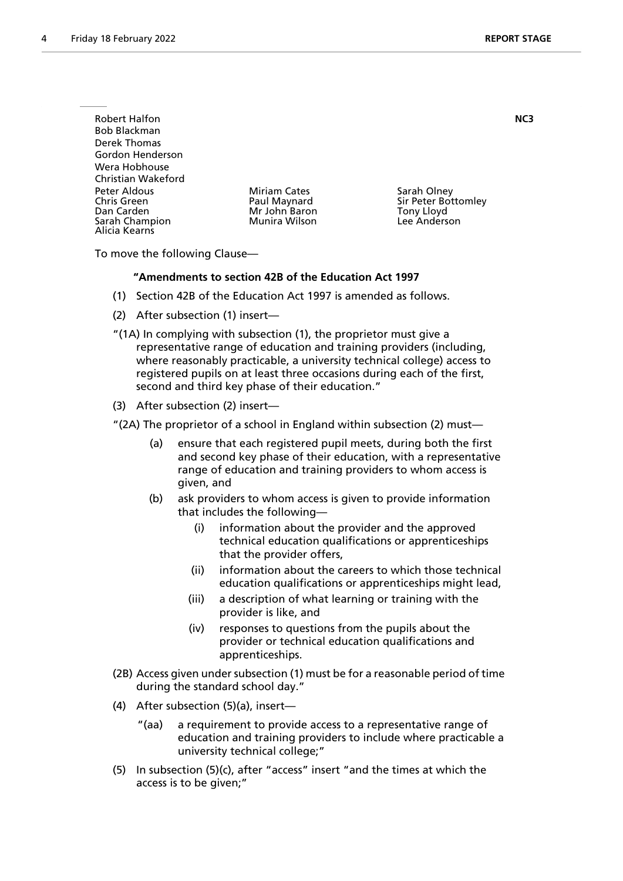Robert Halfon
Bob Blackman
Derek Thomas
Gordon Henderson
Wera Hobhouse
Christian Wakeford
Peter Aldous
Chris Green
Dan Carden
Sarah Champion
Alicia Kearns
Miriam Cates
Paul Maynard
Mr John Baron
Munira Wilson
Sarah Olney
Sir Peter Bottomley
Tony Lloyd
Lee Anderson

**NC3**

To move the following Clause—

**"Amendments to section 42B of the Education Act 1997**

(1) Section 42B of the Education Act 1997 is amended as follows.

(2) After subsection (1) insert—

"(1A) In complying with subsection (1), the proprietor must give a representative range of education and training providers (including, where reasonably practicable, a university technical college) access to registered pupils on at least three occasions during each of the first, second and third key phase of their education."

(3) After subsection (2) insert—

"(2A) The proprietor of a school in England within subsection (2) must—

(a) ensure that each registered pupil meets, during both the first and second key phase of their education, with a representative range of education and training providers to whom access is given, and

(b) ask providers to whom access is given to provide information that includes the following—

(i) information about the provider and the approved technical education qualifications or apprenticeships that the provider offers,

(ii) information about the careers to which those technical education qualifications or apprenticeships might lead,

(iii) a description of what learning or training with the provider is like, and

(iv) responses to questions from the pupils about the provider or technical education qualifications and apprenticeships.

(2B) Access given under subsection (1) must be for a reasonable period of time during the standard school day."

(4) After subsection (5)(a), insert—

"(aa) a requirement to provide access to a representative range of education and training providers to include where practicable a university technical college;"

(5) In subsection (5)(c), after "access" insert "and the times at which the access is to be given;"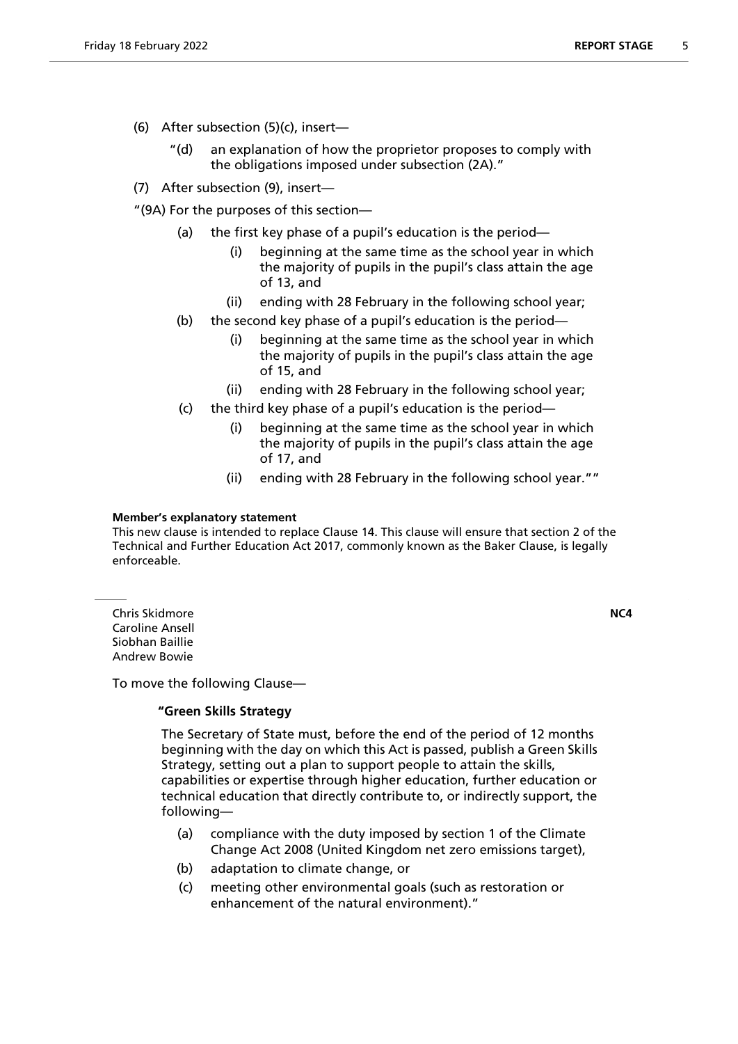(6) After subsection (5)(c), insert—

"(d) an explanation of how the proprietor proposes to comply with the obligations imposed under subsection (2A)."

(7) After subsection (9), insert—

"(9A) For the purposes of this section—

(a) the first key phase of a pupil's education is the period—

(i) beginning at the same time as the school year in which the majority of pupils in the pupil's class attain the age of 13, and

(ii) ending with 28 February in the following school year;

(b) the second key phase of a pupil's education is the period—

(i) beginning at the same time as the school year in which the majority of pupils in the pupil's class attain the age of 15, and

(ii) ending with 28 February in the following school year;

(c) the third key phase of a pupil's education is the period—

(i) beginning at the same time as the school year in which the majority of pupils in the pupil's class attain the age of 17, and

(ii) ending with 28 February in the following school year.""

**Member's explanatory statement**

This new clause is intended to replace Clause 14. This clause will ensure that section 2 of the Technical and Further Education Act 2017, commonly known as the Baker Clause, is legally enforceable.

---

Chris Skidmore
Caroline Ansell
Siobhan Baillie
Andrew Bowie

**NC4**

To move the following Clause—

**"Green Skills Strategy**

The Secretary of State must, before the end of the period of 12 months beginning with the day on which this Act is passed, publish a Green Skills Strategy, setting out a plan to support people to attain the skills, capabilities or expertise through higher education, further education or technical education that directly contribute to, or indirectly support, the following—

(a) compliance with the duty imposed by section 1 of the Climate Change Act 2008 (United Kingdom net zero emissions target),

(b) adaptation to climate change, or

(c) meeting other environmental goals (such as restoration or enhancement of the natural environment)."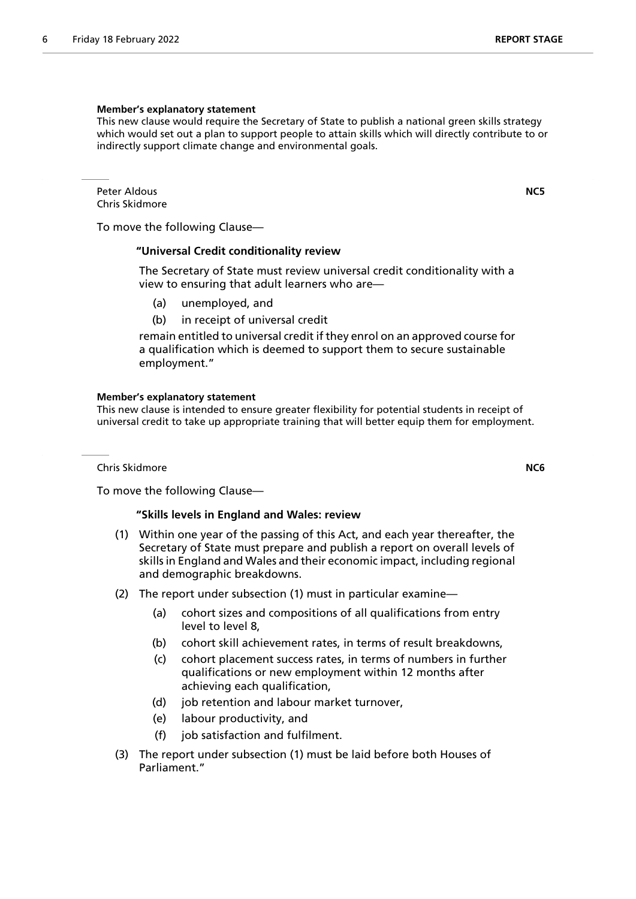**Member's explanatory statement**

This new clause would require the Secretary of State to publish a national green skills strategy which would set out a plan to support people to attain skills which will directly contribute to or indirectly support climate change and environmental goals.

---

Peter Aldous
Chris Skidmore

**NC5**

To move the following Clause—

**"Universal Credit conditionality review**

The Secretary of State must review universal credit conditionality with a view to ensuring that adult learners who are—

(a) unemployed, and

(b) in receipt of universal credit

remain entitled to universal credit if they enrol on an approved course for a qualification which is deemed to support them to secure sustainable employment."

**Member's explanatory statement**

This new clause is intended to ensure greater flexibility for potential students in receipt of universal credit to take up appropriate training that will better equip them for employment.

---

Chris Skidmore

**NC6**

To move the following Clause—

**"Skills levels in England and Wales: review**

(1) Within one year of the passing of this Act, and each year thereafter, the Secretary of State must prepare and publish a report on overall levels of skills in England and Wales and their economic impact, including regional and demographic breakdowns.

(2) The report under subsection (1) must in particular examine—

(a) cohort sizes and compositions of all qualifications from entry level to level 8,

(b) cohort skill achievement rates, in terms of result breakdowns,

(c) cohort placement success rates, in terms of numbers in further qualifications or new employment within 12 months after achieving each qualification,

(d) job retention and labour market turnover,

(e) labour productivity, and

(f) job satisfaction and fulfilment.

(3) The report under subsection (1) must be laid before both Houses of Parliament."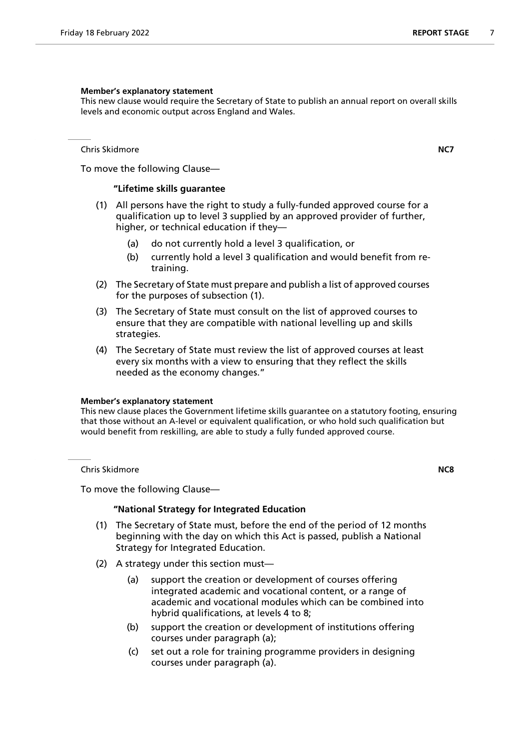**Member's explanatory statement**

This new clause would require the Secretary of State to publish an annual report on overall skills levels and economic output across England and Wales.

Chris Skidmore **NC7**

To move the following Clause—

**"Lifetime skills guarantee**

(1) All persons have the right to study a fully-funded approved course for a qualification up to level 3 supplied by an approved provider of further, higher, or technical education if they—

  (a) do not currently hold a level 3 qualification, or

  (b) currently hold a level 3 qualification and would benefit from re-training.

(2) The Secretary of State must prepare and publish a list of approved courses for the purposes of subsection (1).

(3) The Secretary of State must consult on the list of approved courses to ensure that they are compatible with national levelling up and skills strategies.

(4) The Secretary of State must review the list of approved courses at least every six months with a view to ensuring that they reflect the skills needed as the economy changes."

**Member's explanatory statement**

This new clause places the Government lifetime skills guarantee on a statutory footing, ensuring that those without an A-level or equivalent qualification, or who hold such qualification but would benefit from reskilling, are able to study a fully funded approved course.

Chris Skidmore **NC8**

To move the following Clause—

**"National Strategy for Integrated Education**

(1) The Secretary of State must, before the end of the period of 12 months beginning with the day on which this Act is passed, publish a National Strategy for Integrated Education.

(2) A strategy under this section must—

  (a) support the creation or development of courses offering integrated academic and vocational content, or a range of academic and vocational modules which can be combined into hybrid qualifications, at levels 4 to 8;

  (b) support the creation or development of institutions offering courses under paragraph (a);

  (c) set out a role for training programme providers in designing courses under paragraph (a).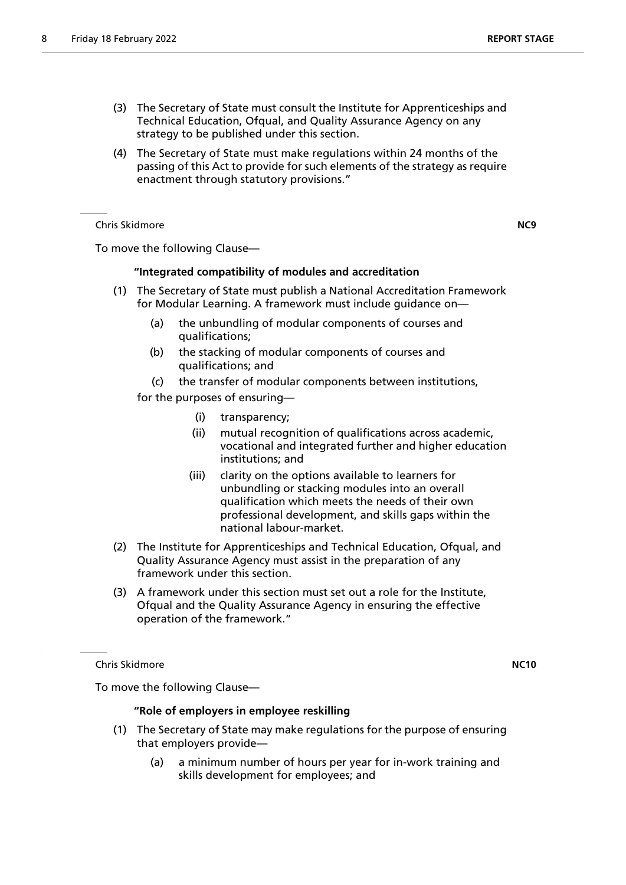(3) The Secretary of State must consult the Institute for Apprenticeships and Technical Education, Ofqual, and Quality Assurance Agency on any strategy to be published under this section.

(4) The Secretary of State must make regulations within 24 months of the passing of this Act to provide for such elements of the strategy as require enactment through statutory provisions."

Chris Skidmore **NC9**

To move the following Clause—

**"Integrated compatibility of modules and accreditation**

(1) The Secretary of State must publish a National Accreditation Framework for Modular Learning. A framework must include guidance on—

(a) the unbundling of modular components of courses and qualifications;

(b) the stacking of modular components of courses and qualifications; and

(c) the transfer of modular components between institutions,

for the purposes of ensuring—

(i) transparency;

(ii) mutual recognition of qualifications across academic, vocational and integrated further and higher education institutions; and

(iii) clarity on the options available to learners for unbundling or stacking modules into an overall qualification which meets the needs of their own professional development, and skills gaps within the national labour-market.

(2) The Institute for Apprenticeships and Technical Education, Ofqual, and Quality Assurance Agency must assist in the preparation of any framework under this section.

(3) A framework under this section must set out a role for the Institute, Ofqual and the Quality Assurance Agency in ensuring the effective operation of the framework."

Chris Skidmore **NC10**

To move the following Clause—

**"Role of employers in employee reskilling**

(1) The Secretary of State may make regulations for the purpose of ensuring that employers provide—

(a) a minimum number of hours per year for in-work training and skills development for employees; and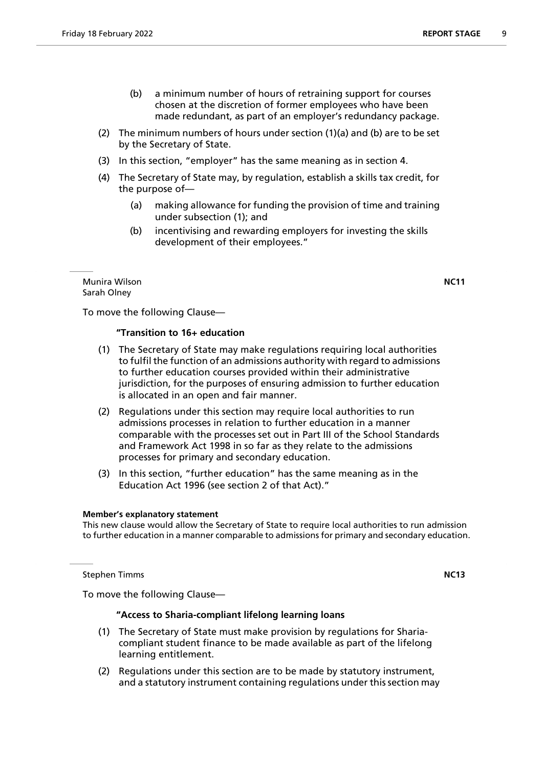(b) a minimum number of hours of retraining support for courses chosen at the discretion of former employees who have been made redundant, as part of an employer's redundancy package.

(2) The minimum numbers of hours under section (1)(a) and (b) are to be set by the Secretary of State.

(3) In this section, "employer" has the same meaning as in section 4.

(4) The Secretary of State may, by regulation, establish a skills tax credit, for the purpose of—

(a) making allowance for funding the provision of time and training under subsection (1); and

(b) incentivising and rewarding employers for investing the skills development of their employees."

---

Munira Wilson
Sarah Olney

**NC11**

To move the following Clause—

**"Transition to 16+ education**

(1) The Secretary of State may make regulations requiring local authorities to fulfil the function of an admissions authority with regard to admissions to further education courses provided within their administrative jurisdiction, for the purposes of ensuring admission to further education is allocated in an open and fair manner.

(2) Regulations under this section may require local authorities to run admissions processes in relation to further education in a manner comparable with the processes set out in Part III of the School Standards and Framework Act 1998 in so far as they relate to the admissions processes for primary and secondary education.

(3) In this section, "further education" has the same meaning as in the Education Act 1996 (see section 2 of that Act)."

**Member's explanatory statement**

This new clause would allow the Secretary of State to require local authorities to run admission to further education in a manner comparable to admissions for primary and secondary education.

---

Stephen Timms

**NC13**

To move the following Clause—

**"Access to Sharia-compliant lifelong learning loans**

(1) The Secretary of State must make provision by regulations for Sharia-compliant student finance to be made available as part of the lifelong learning entitlement.

(2) Regulations under this section are to be made by statutory instrument, and a statutory instrument containing regulations under this section may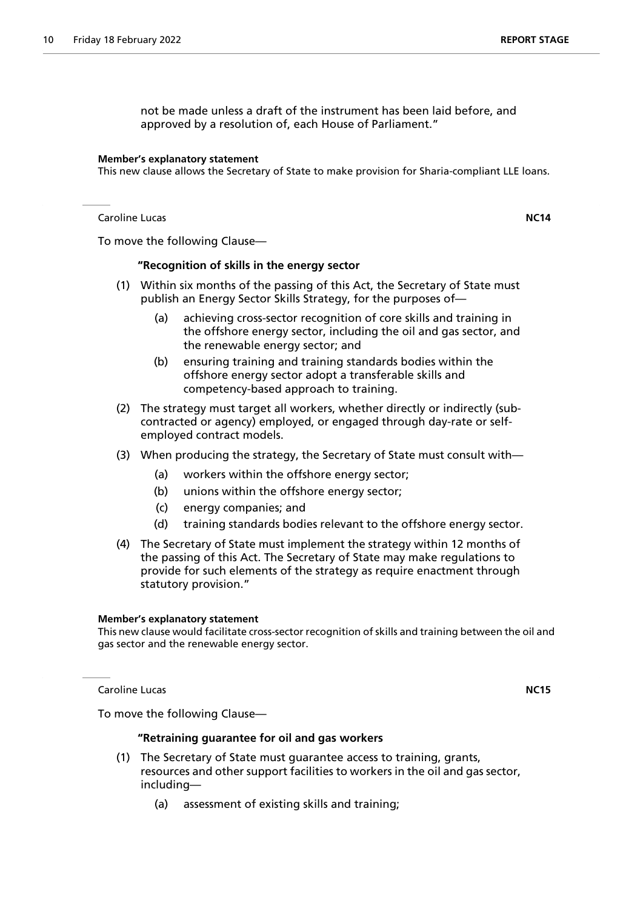not be made unless a draft of the instrument has been laid before, and approved by a resolution of, each House of Parliament."

**Member's explanatory statement**

This new clause allows the Secretary of State to make provision for Sharia-compliant LLE loans.

Caroline Lucas **NC14**

To move the following Clause—

**"Recognition of skills in the energy sector**

(1) Within six months of the passing of this Act, the Secretary of State must publish an Energy Sector Skills Strategy, for the purposes of—

   (a) achieving cross-sector recognition of core skills and training in the offshore energy sector, including the oil and gas sector, and the renewable energy sector; and

   (b) ensuring training and training standards bodies within the offshore energy sector adopt a transferable skills and competency-based approach to training.

(2) The strategy must target all workers, whether directly or indirectly (sub-contracted or agency) employed, or engaged through day-rate or self-employed contract models.

(3) When producing the strategy, the Secretary of State must consult with—

   (a) workers within the offshore energy sector;

   (b) unions within the offshore energy sector;

   (c) energy companies; and

   (d) training standards bodies relevant to the offshore energy sector.

(4) The Secretary of State must implement the strategy within 12 months of the passing of this Act. The Secretary of State may make regulations to provide for such elements of the strategy as require enactment through statutory provision."

**Member's explanatory statement**

This new clause would facilitate cross-sector recognition of skills and training between the oil and gas sector and the renewable energy sector.

Caroline Lucas **NC15**

To move the following Clause—

**"Retraining guarantee for oil and gas workers**

(1) The Secretary of State must guarantee access to training, grants, resources and other support facilities to workers in the oil and gas sector, including—

   (a) assessment of existing skills and training;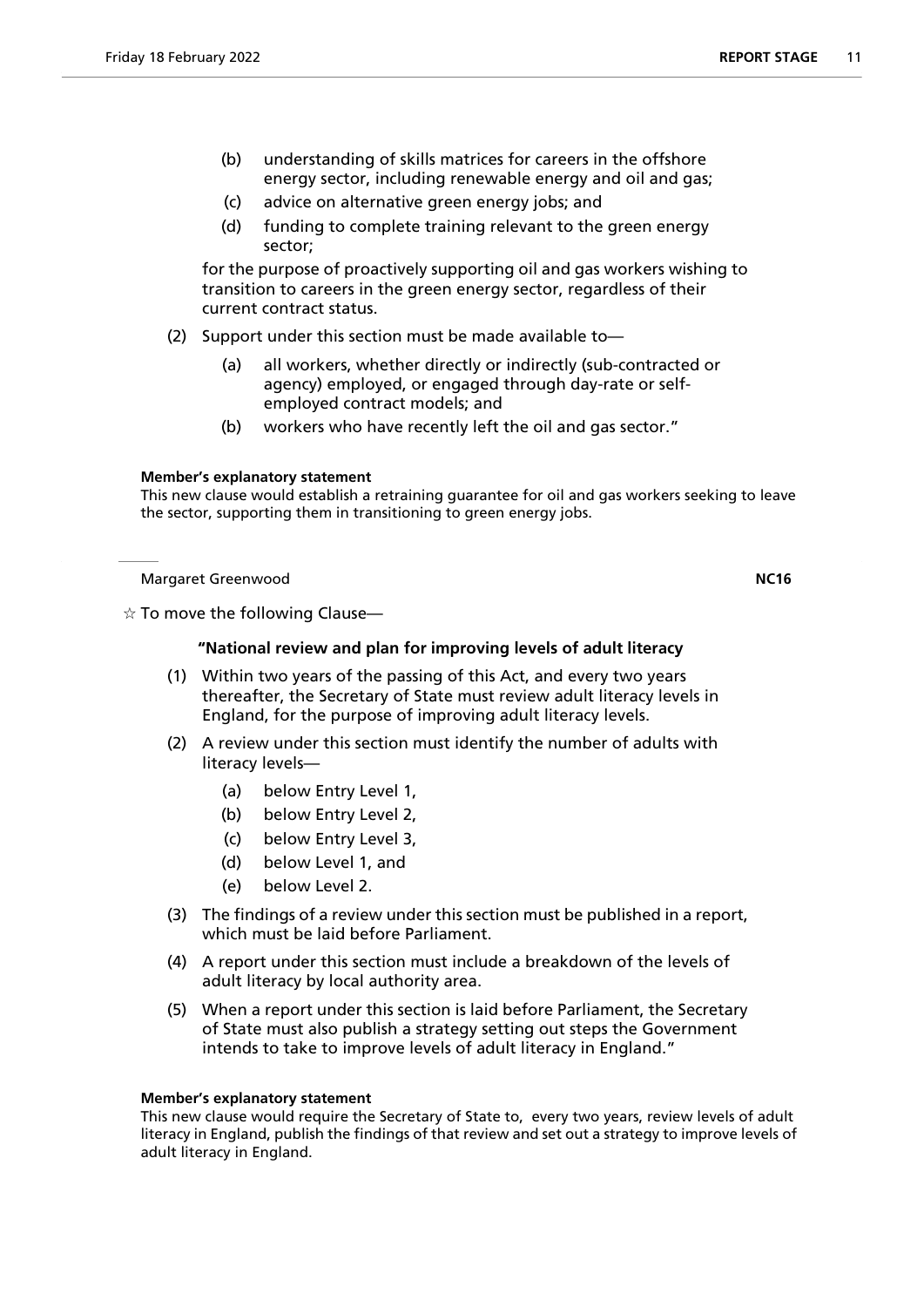(b) understanding of skills matrices for careers in the offshore energy sector, including renewable energy and oil and gas;

(c) advice on alternative green energy jobs; and

(d) funding to complete training relevant to the green energy sector;

for the purpose of proactively supporting oil and gas workers wishing to transition to careers in the green energy sector, regardless of their current contract status.

(2) Support under this section must be made available to—

(a) all workers, whether directly or indirectly (sub-contracted or agency) employed, or engaged through day-rate or self-employed contract models; and

(b) workers who have recently left the oil and gas sector."

**Member's explanatory statement**

This new clause would establish a retraining guarantee for oil and gas workers seeking to leave the sector, supporting them in transitioning to green energy jobs.

---

Margaret Greenwood **NC16**

☆ To move the following Clause—

**"National review and plan for improving levels of adult literacy**

(1) Within two years of the passing of this Act, and every two years thereafter, the Secretary of State must review adult literacy levels in England, for the purpose of improving adult literacy levels.

(2) A review under this section must identify the number of adults with literacy levels—

(a) below Entry Level 1,

(b) below Entry Level 2,

(c) below Entry Level 3,

(d) below Level 1, and

(e) below Level 2.

(3) The findings of a review under this section must be published in a report, which must be laid before Parliament.

(4) A report under this section must include a breakdown of the levels of adult literacy by local authority area.

(5) When a report under this section is laid before Parliament, the Secretary of State must also publish a strategy setting out steps the Government intends to take to improve levels of adult literacy in England."

**Member's explanatory statement**

This new clause would require the Secretary of State to, every two years, review levels of adult literacy in England, publish the findings of that review and set out a strategy to improve levels of adult literacy in England.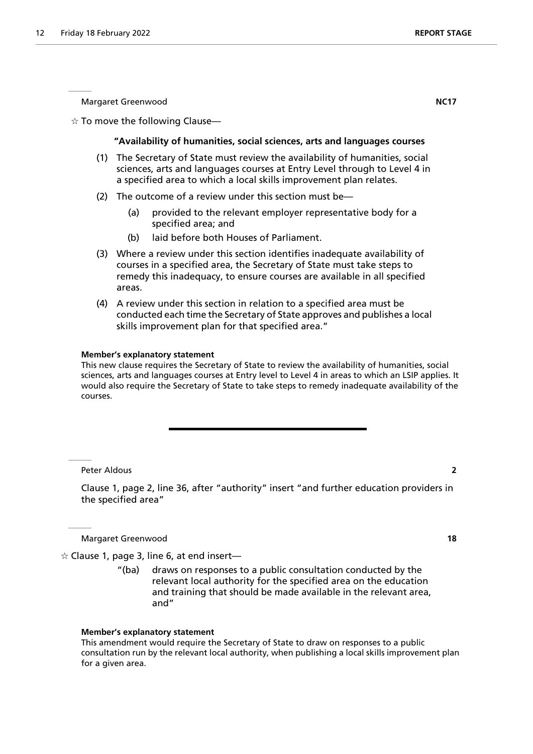Margaret Greenwood **NC17**

☆ To move the following Clause—

**"Availability of humanities, social sciences, arts and languages courses**

(1) The Secretary of State must review the availability of humanities, social sciences, arts and languages courses at Entry Level through to Level 4 in a specified area to which a local skills improvement plan relates.

(2) The outcome of a review under this section must be—

(a) provided to the relevant employer representative body for a specified area; and

(b) laid before both Houses of Parliament.

(3) Where a review under this section identifies inadequate availability of courses in a specified area, the Secretary of State must take steps to remedy this inadequacy, to ensure courses are available in all specified areas.

(4) A review under this section in relation to a specified area must be conducted each time the Secretary of State approves and publishes a local skills improvement plan for that specified area."

**Member's explanatory statement**

This new clause requires the Secretary of State to review the availability of humanities, social sciences, arts and languages courses at Entry level to Level 4 in areas to which an LSIP applies. It would also require the Secretary of State to take steps to remedy inadequate availability of the courses.

---

Peter Aldous **2**

Clause 1, page 2, line 36, after "authority" insert "and further education providers in the specified area"

Margaret Greenwood **18**

☆ Clause 1, page 3, line 6, at end insert—

"(ba) draws on responses to a public consultation conducted by the relevant local authority for the specified area on the education and training that should be made available in the relevant area, and"

**Member's explanatory statement**

This amendment would require the Secretary of State to draw on responses to a public consultation run by the relevant local authority, when publishing a local skills improvement plan for a given area.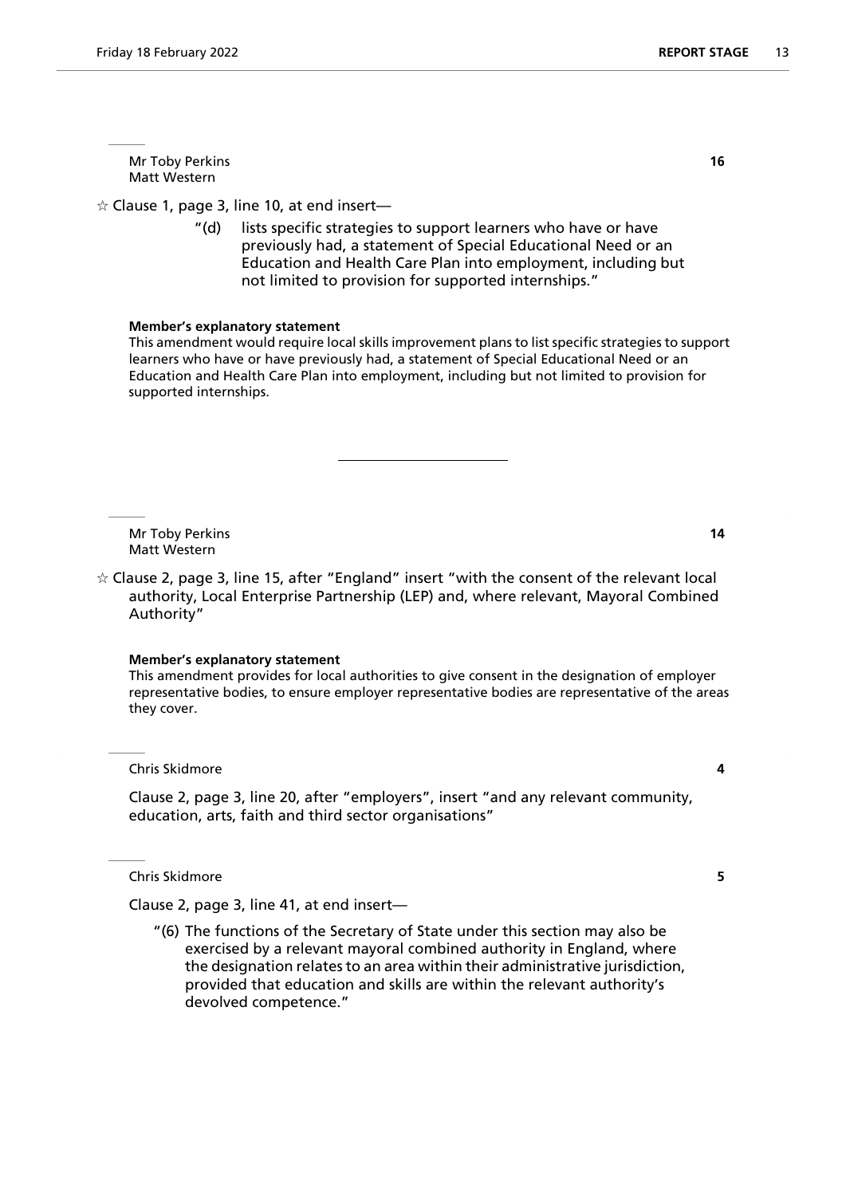Mr Toby Perkins
Matt Western

**16**

☆ Clause 1, page 3, line 10, at end insert—

> "(d) lists specific strategies to support learners who have or have previously had, a statement of Special Educational Need or an Education and Health Care Plan into employment, including but not limited to provision for supported internships."

**Member's explanatory statement**

This amendment would require local skills improvement plans to list specific strategies to support learners who have or have previously had, a statement of Special Educational Need or an Education and Health Care Plan into employment, including but not limited to provision for supported internships.

---

Mr Toby Perkins
Matt Western

**14**

☆ Clause 2, page 3, line 15, after "England" insert "with the consent of the relevant local authority, Local Enterprise Partnership (LEP) and, where relevant, Mayoral Combined Authority"

**Member's explanatory statement**

This amendment provides for local authorities to give consent in the designation of employer representative bodies, to ensure employer representative bodies are representative of the areas they cover.

Chris Skidmore

**4**

Clause 2, page 3, line 20, after "employers", insert "and any relevant community, education, arts, faith and third sector organisations"

Chris Skidmore

**5**

Clause 2, page 3, line 41, at end insert—

> "(6) The functions of the Secretary of State under this section may also be exercised by a relevant mayoral combined authority in England, where the designation relates to an area within their administrative jurisdiction, provided that education and skills are within the relevant authority's devolved competence."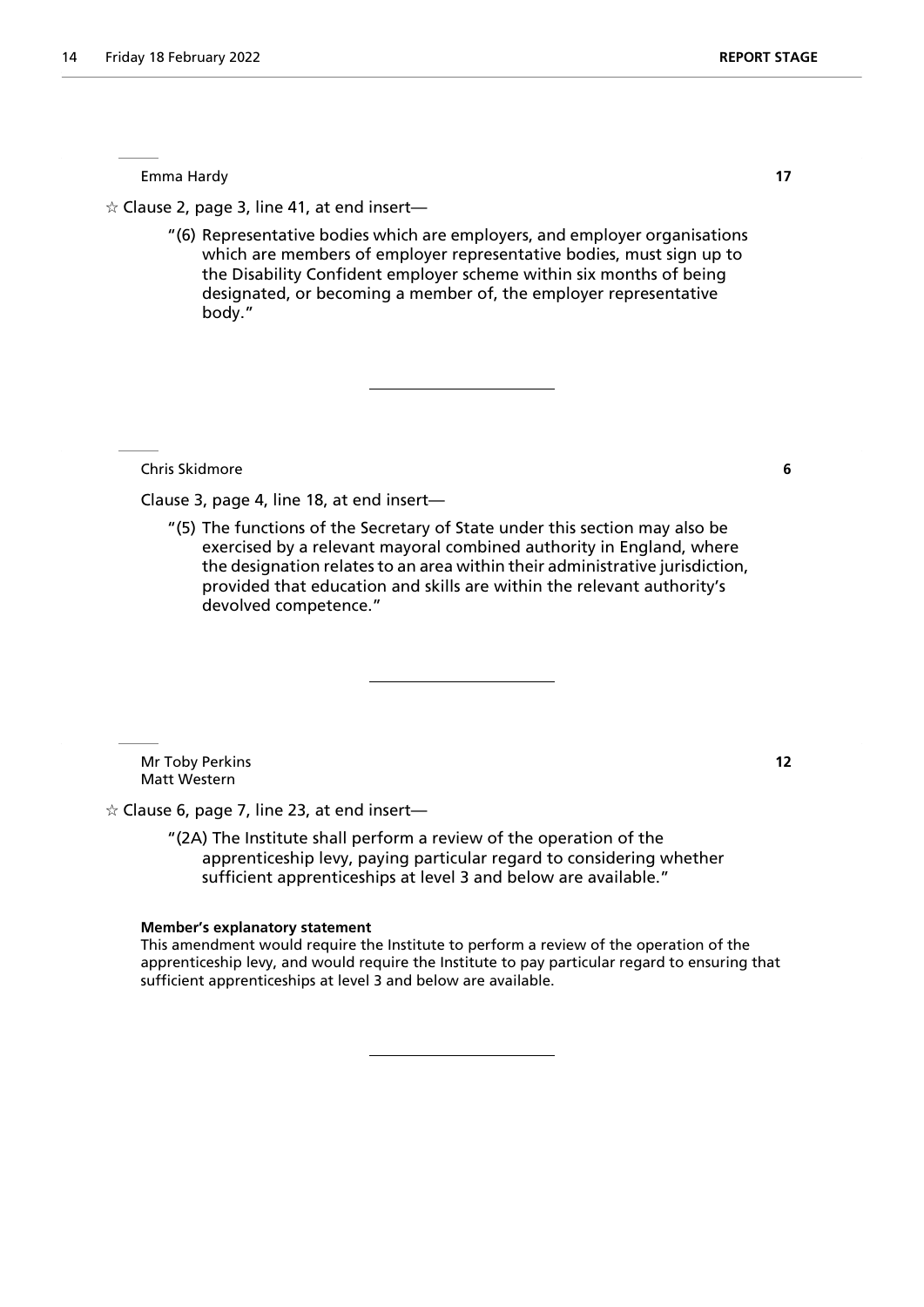Emma Hardy **17**

☆ Clause 2, page 3, line 41, at end insert—

"(6) Representative bodies which are employers, and employer organisations which are members of employer representative bodies, must sign up to the Disability Confident employer scheme within six months of being designated, or becoming a member of, the employer representative body."

---

Chris Skidmore **6**

Clause 3, page 4, line 18, at end insert—

"(5) The functions of the Secretary of State under this section may also be exercised by a relevant mayoral combined authority in England, where the designation relates to an area within their administrative jurisdiction, provided that education and skills are within the relevant authority's devolved competence."

---

Mr Toby Perkins **12**
Matt Western

☆ Clause 6, page 7, line 23, at end insert—

"(2A) The Institute shall perform a review of the operation of the apprenticeship levy, paying particular regard to considering whether sufficient apprenticeships at level 3 and below are available."

**Member's explanatory statement**

This amendment would require the Institute to perform a review of the operation of the apprenticeship levy, and would require the Institute to pay particular regard to ensuring that sufficient apprenticeships at level 3 and below are available.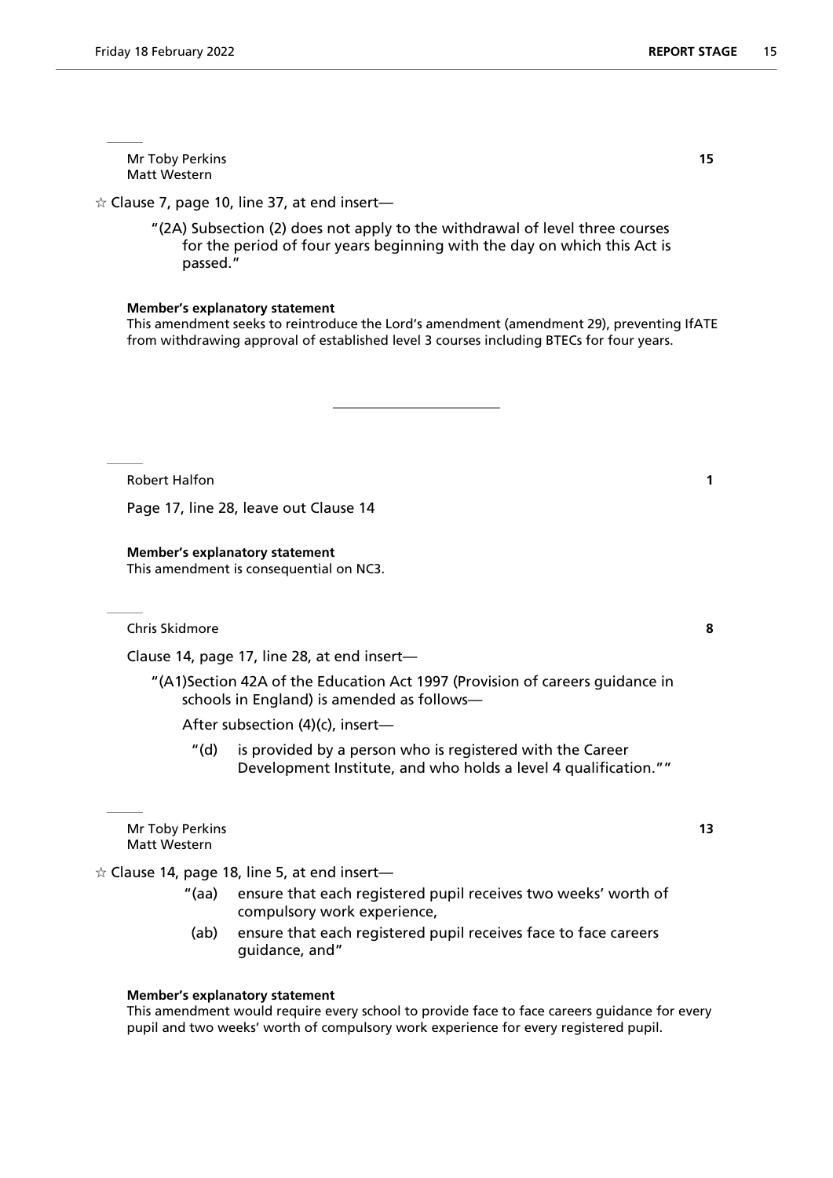Mr Toby Perkins
Matt Western

**15**

☆ Clause 7, page 10, line 37, at end insert—

"(2A) Subsection (2) does not apply to the withdrawal of level three courses for the period of four years beginning with the day on which this Act is passed."

**Member's explanatory statement**

This amendment seeks to reintroduce the Lord's amendment (amendment 29), preventing IfATE from withdrawing approval of established level 3 courses including BTECs for four years.

---

Robert Halfon

**1**

Page 17, line 28, leave out Clause 14

**Member's explanatory statement**

This amendment is consequential on NC3.

---

Chris Skidmore

**8**

Clause 14, page 17, line 28, at end insert—

"(A1)Section 42A of the Education Act 1997 (Provision of careers guidance in schools in England) is amended as follows—

After subsection (4)(c), insert—

"(d) is provided by a person who is registered with the Career Development Institute, and who holds a level 4 qualification.""

---

Mr Toby Perkins
Matt Western

**13**

☆ Clause 14, page 18, line 5, at end insert—

"(aa) ensure that each registered pupil receives two weeks' worth of compulsory work experience,

(ab) ensure that each registered pupil receives face to face careers guidance, and"

**Member's explanatory statement**

This amendment would require every school to provide face to face careers guidance for every pupil and two weeks' worth of compulsory work experience for every registered pupil.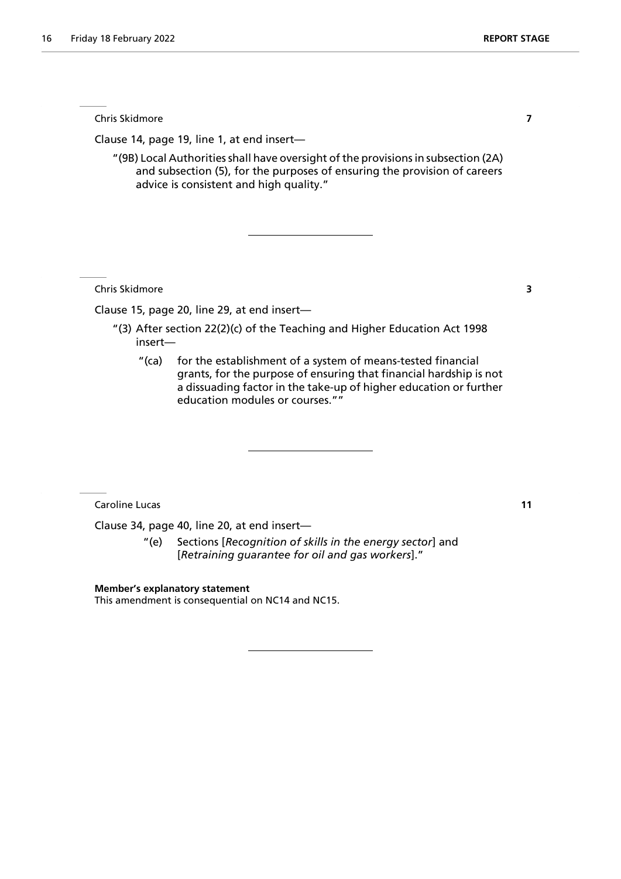Chris Skidmore **7**

Clause 14, page 19, line 1, at end insert—

"(9B) Local Authorities shall have oversight of the provisions in subsection (2A) and subsection (5), for the purposes of ensuring the provision of careers advice is consistent and high quality."

---

Chris Skidmore **3**

Clause 15, page 20, line 29, at end insert—

"(3) After section 22(2)(c) of the Teaching and Higher Education Act 1998 insert—

"(ca) for the establishment of a system of means-tested financial grants, for the purpose of ensuring that financial hardship is not a dissuading factor in the take-up of higher education or further education modules or courses.""

---

Caroline Lucas **11**

Clause 34, page 40, line 20, at end insert—

"(e) Sections [*Recognition of skills in the energy sector*] and [*Retraining guarantee for oil and gas workers*]."

**Member's explanatory statement**
This amendment is consequential on NC14 and NC15.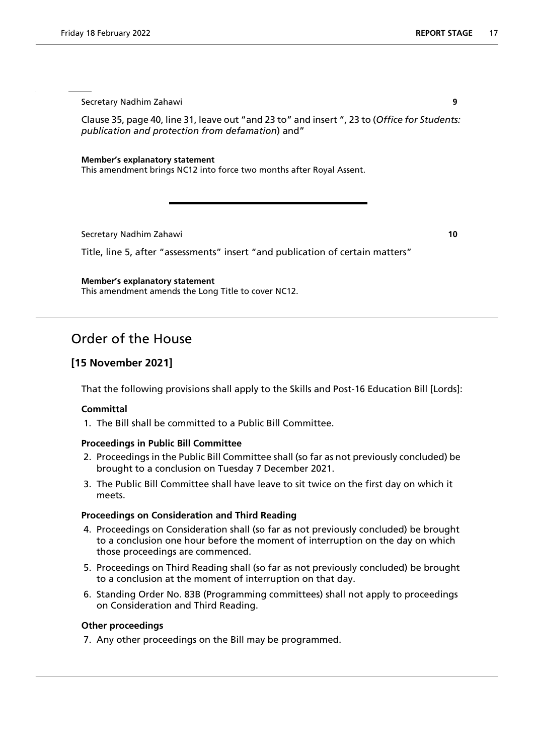Secretary Nadhim Zahawi **9**

Clause 35, page 40, line 31, leave out "and 23 to" and insert ", 23 to (*Office for Students: publication and protection from defamation*) and"

**Member's explanatory statement**
This amendment brings NC12 into force two months after Royal Assent.

---

Secretary Nadhim Zahawi **10**

Title, line 5, after "assessments" insert "and publication of certain matters"

**Member's explanatory statement**
This amendment amends the Long Title to cover NC12.

## Order of the House

### [15 November 2021]

That the following provisions shall apply to the Skills and Post-16 Education Bill [Lords]:

**Committal**

1. The Bill shall be committed to a Public Bill Committee.

**Proceedings in Public Bill Committee**

2. Proceedings in the Public Bill Committee shall (so far as not previously concluded) be brought to a conclusion on Tuesday 7 December 2021.
3. The Public Bill Committee shall have leave to sit twice on the first day on which it meets.

**Proceedings on Consideration and Third Reading**

4. Proceedings on Consideration shall (so far as not previously concluded) be brought to a conclusion one hour before the moment of interruption on the day on which those proceedings are commenced.
5. Proceedings on Third Reading shall (so far as not previously concluded) be brought to a conclusion at the moment of interruption on that day.
6. Standing Order No. 83B (Programming committees) shall not apply to proceedings on Consideration and Third Reading.

**Other proceedings**

7. Any other proceedings on the Bill may be programmed.